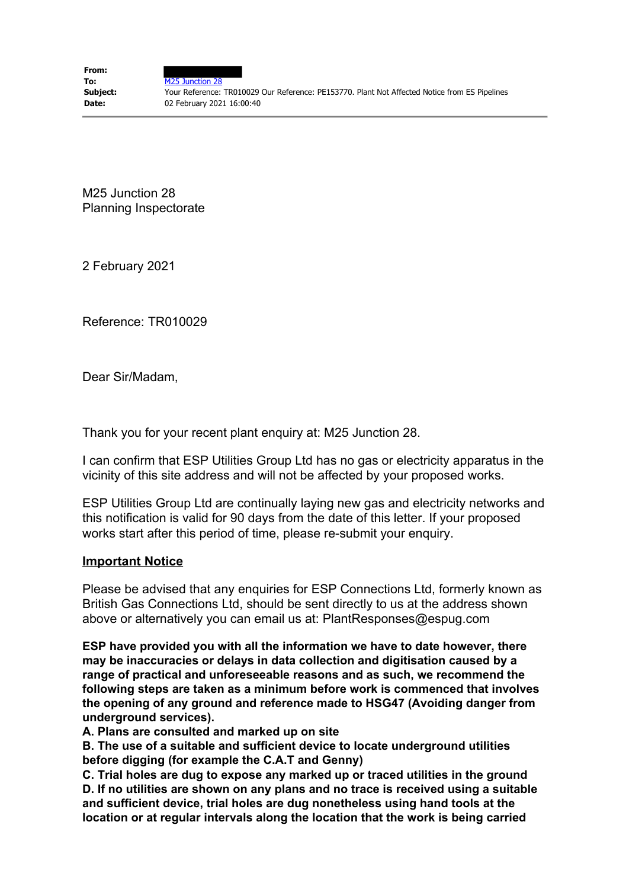**From:** 
**To:** M25 Junction 28
**Subject:** Your Reference: TR010029 Our Reference: PE153770. Plant Not Affected Notice from ES Pipelines
**Date:** 02 February 2021 16:00:40

---

M25 Junction 28
Planning Inspectorate

2 February 2021

Reference: TR010029

Dear Sir/Madam,

Thank you for your recent plant enquiry at: M25 Junction 28.

I can confirm that ESP Utilities Group Ltd has no gas or electricity apparatus in the vicinity of this site address and will not be affected by your proposed works.

ESP Utilities Group Ltd are continually laying new gas and electricity networks and this notification is valid for 90 days from the date of this letter. If your proposed works start after this period of time, please re-submit your enquiry.

**Important Notice**

Please be advised that any enquiries for ESP Connections Ltd, formerly known as British Gas Connections Ltd, should be sent directly to us at the address shown above or alternatively you can email us at: PlantResponses@espug.com

**ESP have provided you with all the information we have to date however, there may be inaccuracies or delays in data collection and digitisation caused by a range of practical and unforeseeable reasons and as such, we recommend the following steps are taken as a minimum before work is commenced that involves the opening of any ground and reference made to HSG47 (Avoiding danger from underground services).**

**A. Plans are consulted and marked up on site**

**B. The use of a suitable and sufficient device to locate underground utilities before digging (for example the C.A.T and Genny)**

**C. Trial holes are dug to expose any marked up or traced utilities in the ground**

**D. If no utilities are shown on any plans and no trace is received using a suitable and sufficient device, trial holes are dug nonetheless using hand tools at the location or at regular intervals along the location that the work is being carried**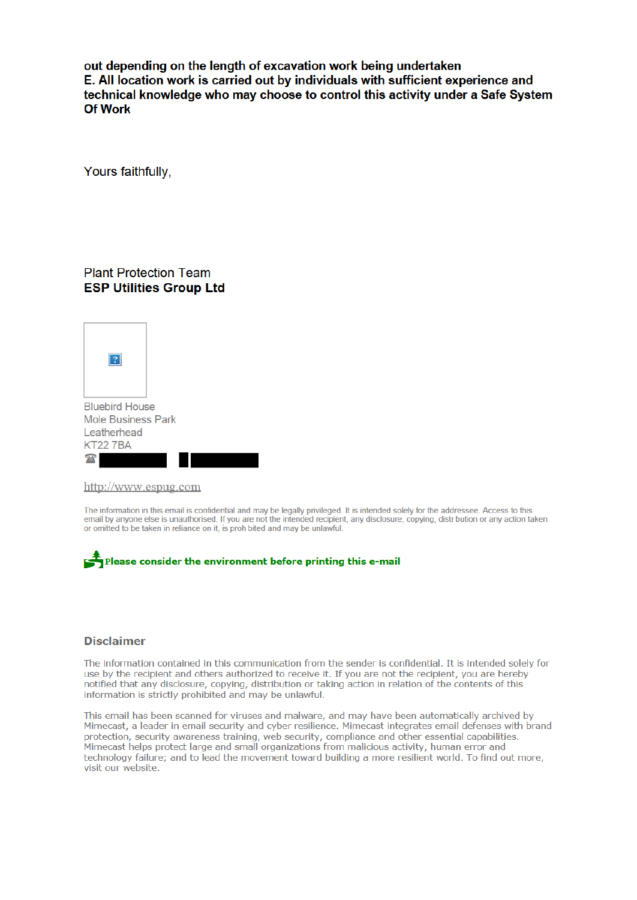**out depending on the length of excavation work being undertaken**
**E. All location work is carried out by individuals with sufficient experience and technical knowledge who may choose to control this activity under a Safe System Of Work**

Yours faithfully,

Plant Protection Team
**ESP Utilities Group Ltd**

Bluebird House
Mole Business Park
Leatherhead
KT22 7BA
☎

http://www.espug.com

The information in this email is confidential and may be legally privileged. It is intended solely for the addressee. Access to this email by anyone else is unauthorised. If you are not the intended recipient, any disclosure, copying, distr bution or any action taken or omitted to be taken in reliance on it, is proh bited and may be unlawful.

**Please consider the environment before printing this e-mail**

## Disclaimer

The information contained in this communication from the sender is confidential. It is intended solely for use by the recipient and others authorized to receive it. If you are not the recipient, you are hereby notified that any disclosure, copying, distribution or taking action in relation of the contents of this information is strictly prohibited and may be unlawful.

This email has been scanned for viruses and malware, and may have been automatically archived by Mimecast, a leader in email security and cyber resilience. Mimecast integrates email defenses with brand protection, security awareness training, web security, compliance and other essential capabilities. Mimecast helps protect large and small organizations from malicious activity, human error and technology failure; and to lead the movement toward building a more resilient world. To find out more, visit our website.